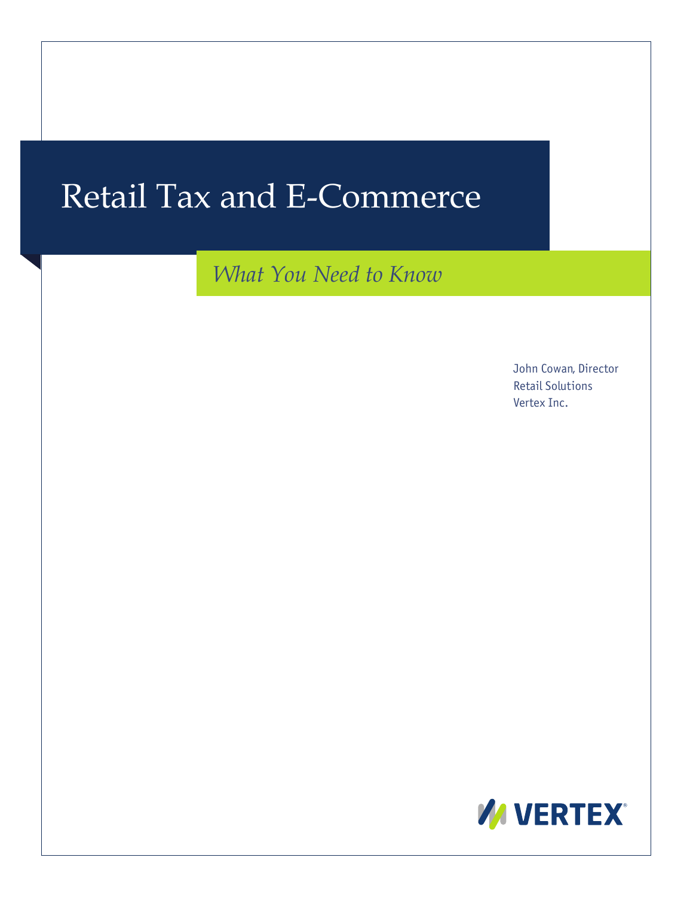# Retail Tax and E-Commerce

## *What You Need to Know*

John Cowan, Director
Retail Solutions
Vertex Inc.

VERTEX®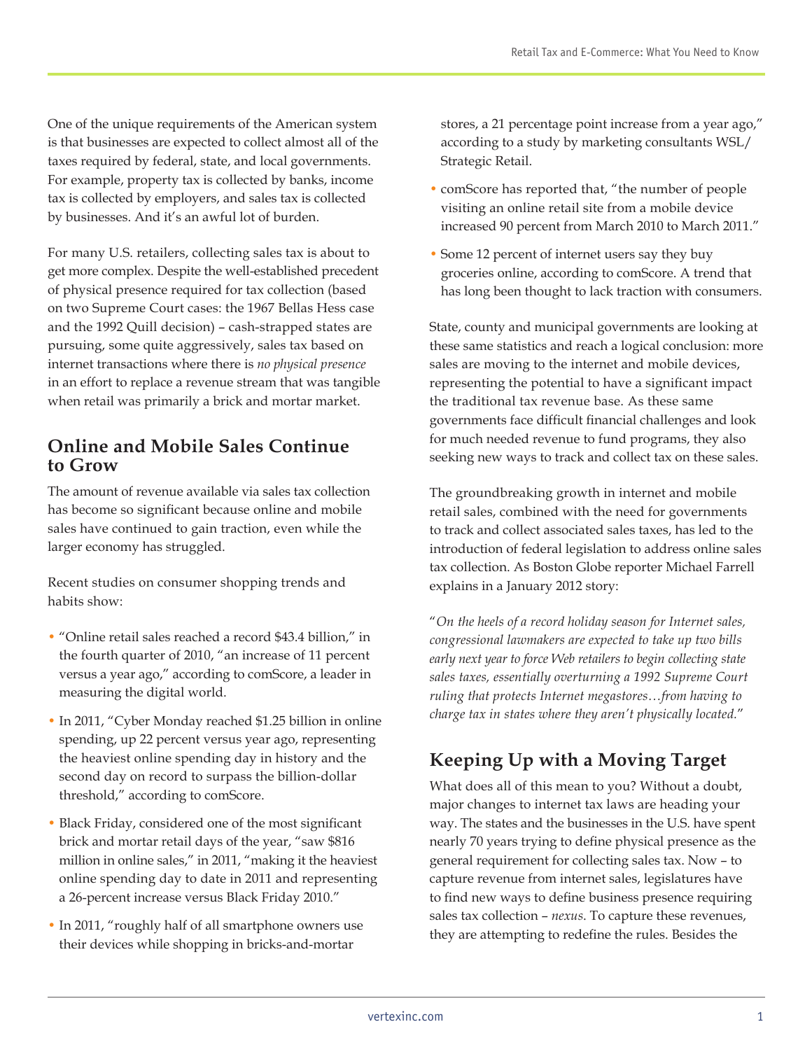One of the unique requirements of the American system is that businesses are expected to collect almost all of the taxes required by federal, state, and local governments. For example, property tax is collected by banks, income tax is collected by employers, and sales tax is collected by businesses. And it's an awful lot of burden.

For many U.S. retailers, collecting sales tax is about to get more complex. Despite the well-established precedent of physical presence required for tax collection (based on two Supreme Court cases: the 1967 Bellas Hess case and the 1992 Quill decision) – cash-strapped states are pursuing, some quite aggressively, sales tax based on internet transactions where there is *no physical presence* in an effort to replace a revenue stream that was tangible when retail was primarily a brick and mortar market.

## Online and Mobile Sales Continue to Grow

The amount of revenue available via sales tax collection has become so significant because online and mobile sales have continued to gain traction, even while the larger economy has struggled.

Recent studies on consumer shopping trends and habits show:

- "Online retail sales reached a record $43.4 billion," in the fourth quarter of 2010, "an increase of 11 percent versus a year ago," according to comScore, a leader in measuring the digital world.
- In 2011, "Cyber Monday reached $1.25 billion in online spending, up 22 percent versus year ago, representing the heaviest online spending day in history and the second day on record to surpass the billion-dollar threshold," according to comScore.
- Black Friday, considered one of the most significant brick and mortar retail days of the year, "saw $816 million in online sales," in 2011, "making it the heaviest online spending day to date in 2011 and representing a 26-percent increase versus Black Friday 2010."
- In 2011, "roughly half of all smartphone owners use their devices while shopping in bricks-and-mortar stores, a 21 percentage point increase from a year ago," according to a study by marketing consultants WSL/Strategic Retail.
- comScore has reported that, "the number of people visiting an online retail site from a mobile device increased 90 percent from March 2010 to March 2011."
- Some 12 percent of internet users say they buy groceries online, according to comScore. A trend that has long been thought to lack traction with consumers.

State, county and municipal governments are looking at these same statistics and reach a logical conclusion: more sales are moving to the internet and mobile devices, representing the potential to have a significant impact the traditional tax revenue base. As these same governments face difficult financial challenges and look for much needed revenue to fund programs, they also seeking new ways to track and collect tax on these sales.

The groundbreaking growth in internet and mobile retail sales, combined with the need for governments to track and collect associated sales taxes, has led to the introduction of federal legislation to address online sales tax collection. As Boston Globe reporter Michael Farrell explains in a January 2012 story:

"*On the heels of a record holiday season for Internet sales, congressional lawmakers are expected to take up two bills early next year to force Web retailers to begin collecting state sales taxes, essentially overturning a 1992 Supreme Court ruling that protects Internet megastores…from having to charge tax in states where they aren't physically located.*"

## Keeping Up with a Moving Target

What does all of this mean to you? Without a doubt, major changes to internet tax laws are heading your way. The states and the businesses in the U.S. have spent nearly 70 years trying to define physical presence as the general requirement for collecting sales tax. Now – to capture revenue from internet sales, legislatures have to find new ways to define business presence requiring sales tax collection – *nexus*. To capture these revenues, they are attempting to redefine the rules. Besides the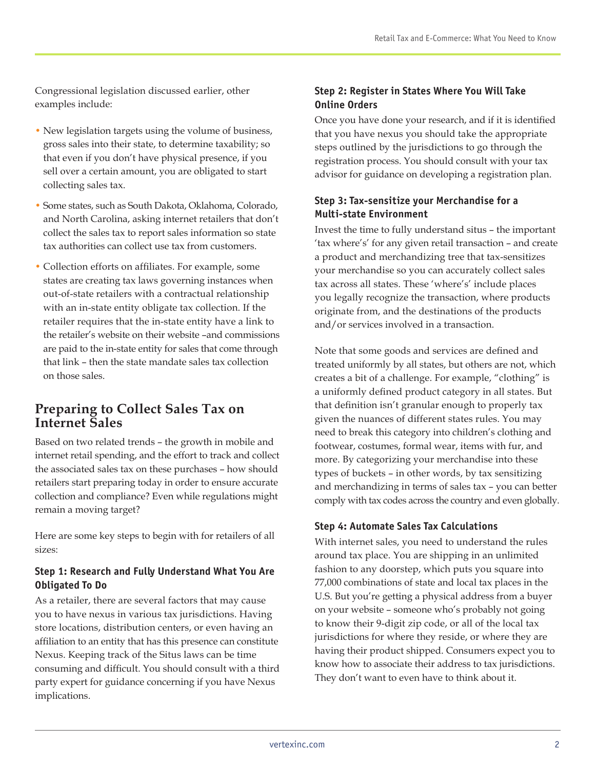Congressional legislation discussed earlier, other examples include:

- New legislation targets using the volume of business, gross sales into their state, to determine taxability; so that even if you don't have physical presence, if you sell over a certain amount, you are obligated to start collecting sales tax.
- Some states, such as South Dakota, Oklahoma, Colorado, and North Carolina, asking internet retailers that don't collect the sales tax to report sales information so state tax authorities can collect use tax from customers.
- Collection efforts on affiliates. For example, some states are creating tax laws governing instances when out-of-state retailers with a contractual relationship with an in-state entity obligate tax collection. If the retailer requires that the in-state entity have a link to the retailer's website on their website –and commissions are paid to the in-state entity for sales that come through that link – then the state mandate sales tax collection on those sales.

## Preparing to Collect Sales Tax on Internet Sales

Based on two related trends – the growth in mobile and internet retail spending, and the effort to track and collect the associated sales tax on these purchases – how should retailers start preparing today in order to ensure accurate collection and compliance? Even while regulations might remain a moving target?

Here are some key steps to begin with for retailers of all sizes:

### Step 1: Research and Fully Understand What You Are Obligated To Do

As a retailer, there are several factors that may cause you to have nexus in various tax jurisdictions. Having store locations, distribution centers, or even having an affiliation to an entity that has this presence can constitute Nexus. Keeping track of the Situs laws can be time consuming and difficult. You should consult with a third party expert for guidance concerning if you have Nexus implications.

### Step 2: Register in States Where You Will Take Online Orders

Once you have done your research, and if it is identified that you have nexus you should take the appropriate steps outlined by the jurisdictions to go through the registration process. You should consult with your tax advisor for guidance on developing a registration plan.

### Step 3: Tax-sensitize your Merchandise for a Multi-state Environment

Invest the time to fully understand situs – the important 'tax where's' for any given retail transaction – and create a product and merchandizing tree that tax-sensitizes your merchandise so you can accurately collect sales tax across all states. These 'where's' include places you legally recognize the transaction, where products originate from, and the destinations of the products and/or services involved in a transaction.

Note that some goods and services are defined and treated uniformly by all states, but others are not, which creates a bit of a challenge. For example, "clothing" is a uniformly defined product category in all states. But that definition isn't granular enough to properly tax given the nuances of different states rules. You may need to break this category into children's clothing and footwear, costumes, formal wear, items with fur, and more. By categorizing your merchandise into these types of buckets – in other words, by tax sensitizing and merchandizing in terms of sales tax – you can better comply with tax codes across the country and even globally.

### Step 4: Automate Sales Tax Calculations

With internet sales, you need to understand the rules around tax place. You are shipping in an unlimited fashion to any doorstep, which puts you square into 77,000 combinations of state and local tax places in the U.S. But you're getting a physical address from a buyer on your website – someone who's probably not going to know their 9-digit zip code, or all of the local tax jurisdictions for where they reside, or where they are having their product shipped. Consumers expect you to know how to associate their address to tax jurisdictions. They don't want to even have to think about it.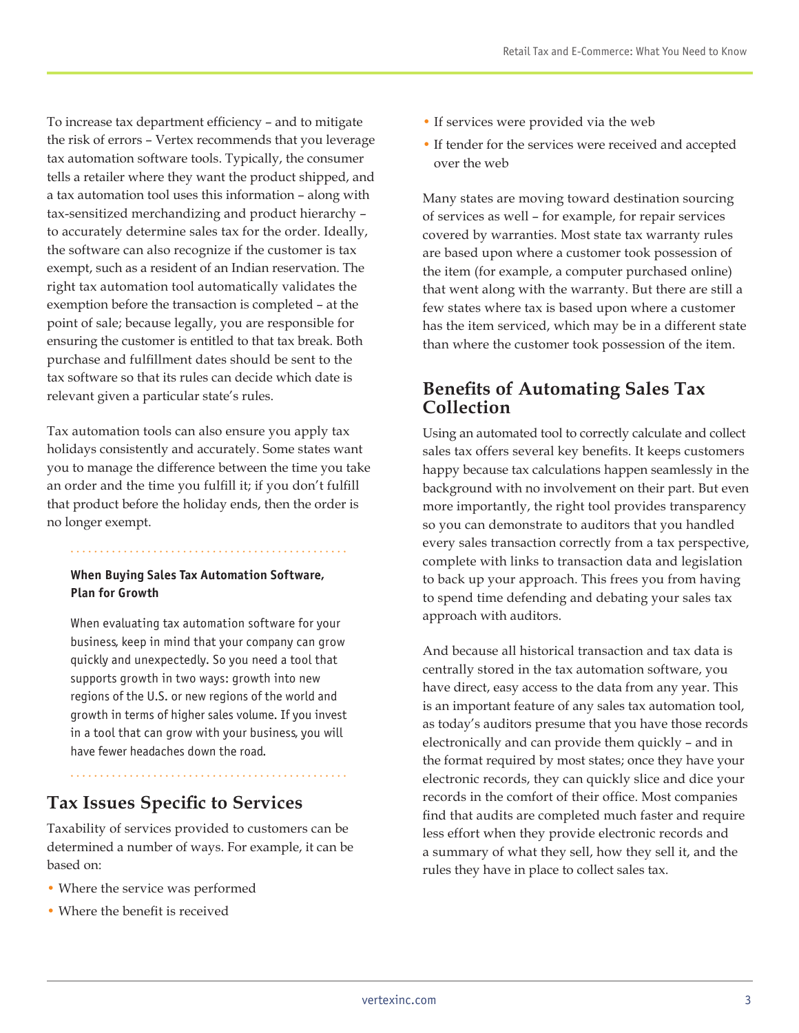To increase tax department efficiency – and to mitigate the risk of errors – Vertex recommends that you leverage tax automation software tools. Typically, the consumer tells a retailer where they want the product shipped, and a tax automation tool uses this information – along with tax-sensitized merchandizing and product hierarchy – to accurately determine sales tax for the order. Ideally, the software can also recognize if the customer is tax exempt, such as a resident of an Indian reservation. The right tax automation tool automatically validates the exemption before the transaction is completed – at the point of sale; because legally, you are responsible for ensuring the customer is entitled to that tax break. Both purchase and fulfillment dates should be sent to the tax software so that its rules can decide which date is relevant given a particular state's rules.

Tax automation tools can also ensure you apply tax holidays consistently and accurately. Some states want you to manage the difference between the time you take an order and the time you fulfill it; if you don't fulfill that product before the holiday ends, then the order is no longer exempt.

**When Buying Sales Tax Automation Software, Plan for Growth**

When evaluating tax automation software for your business, keep in mind that your company can grow quickly and unexpectedly. So you need a tool that supports growth in two ways: growth into new regions of the U.S. or new regions of the world and growth in terms of higher sales volume. If you invest in a tool that can grow with your business, you will have fewer headaches down the road.

## Tax Issues Specific to Services

Taxability of services provided to customers can be determined a number of ways. For example, it can be based on:

- Where the service was performed
- Where the benefit is received
- If services were provided via the web
- If tender for the services were received and accepted over the web

Many states are moving toward destination sourcing of services as well – for example, for repair services covered by warranties. Most state tax warranty rules are based upon where a customer took possession of the item (for example, a computer purchased online) that went along with the warranty. But there are still a few states where tax is based upon where a customer has the item serviced, which may be in a different state than where the customer took possession of the item.

## Benefits of Automating Sales Tax Collection

Using an automated tool to correctly calculate and collect sales tax offers several key benefits. It keeps customers happy because tax calculations happen seamlessly in the background with no involvement on their part. But even more importantly, the right tool provides transparency so you can demonstrate to auditors that you handled every sales transaction correctly from a tax perspective, complete with links to transaction data and legislation to back up your approach. This frees you from having to spend time defending and debating your sales tax approach with auditors.

And because all historical transaction and tax data is centrally stored in the tax automation software, you have direct, easy access to the data from any year. This is an important feature of any sales tax automation tool, as today's auditors presume that you have those records electronically and can provide them quickly – and in the format required by most states; once they have your electronic records, they can quickly slice and dice your records in the comfort of their office. Most companies find that audits are completed much faster and require less effort when they provide electronic records and a summary of what they sell, how they sell it, and the rules they have in place to collect sales tax.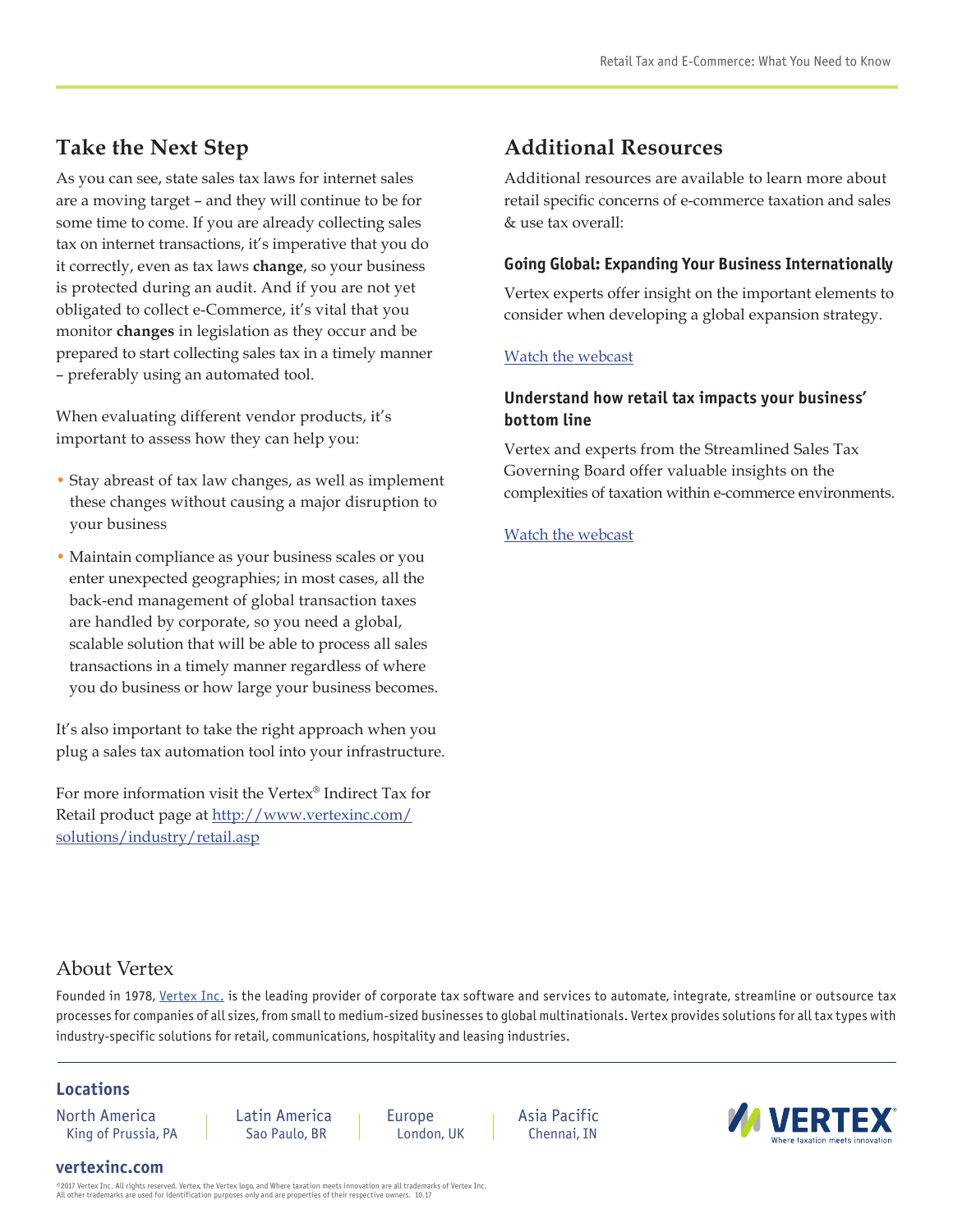## Take the Next Step

As you can see, state sales tax laws for internet sales are a moving target – and they will continue to be for some time to come. If you are already collecting sales tax on internet transactions, it's imperative that you do it correctly, even as tax laws **change**, so your business is protected during an audit. And if you are not yet obligated to collect e-Commerce, it's vital that you monitor **changes** in legislation as they occur and be prepared to start collecting sales tax in a timely manner – preferably using an automated tool.

When evaluating different vendor products, it's important to assess how they can help you:

- Stay abreast of tax law changes, as well as implement these changes without causing a major disruption to your business
- Maintain compliance as your business scales or you enter unexpected geographies; in most cases, all the back-end management of global transaction taxes are handled by corporate, so you need a global, scalable solution that will be able to process all sales transactions in a timely manner regardless of where you do business or how large your business becomes.

It's also important to take the right approach when you plug a sales tax automation tool into your infrastructure.

For more information visit the Vertex® Indirect Tax for Retail product page at http://www.vertexinc.com/solutions/industry/retail.asp

## Additional Resources

Additional resources are available to learn more about retail specific concerns of e-commerce taxation and sales & use tax overall:

### Going Global: Expanding Your Business Internationally

Vertex experts offer insight on the important elements to consider when developing a global expansion strategy.

Watch the webcast

### Understand how retail tax impacts your business' bottom line

Vertex and experts from the Streamlined Sales Tax Governing Board offer valuable insights on the complexities of taxation within e-commerce environments.

Watch the webcast

## About Vertex

Founded in 1978, Vertex Inc. is the leading provider of corporate tax software and services to automate, integrate, streamline or outsource tax processes for companies of all sizes, from small to medium-sized businesses to global multinationals. Vertex provides solutions for all tax types with industry-specific solutions for retail, communications, hospitality and leasing industries.

### Locations

North America
King of Prussia, PA

Latin America
Sao Paulo, BR

Europe
London, UK

Asia Pacific
Chennai, IN

VERTEX® Where taxation meets innovation

**vertexinc.com**

©2017 Vertex Inc. All rights reserved. Vertex, the Vertex logo, and Where taxation meets innovation are all trademarks of Vertex Inc.
All other trademarks are used for identification purposes only and are properties of their respective owners. 10.17